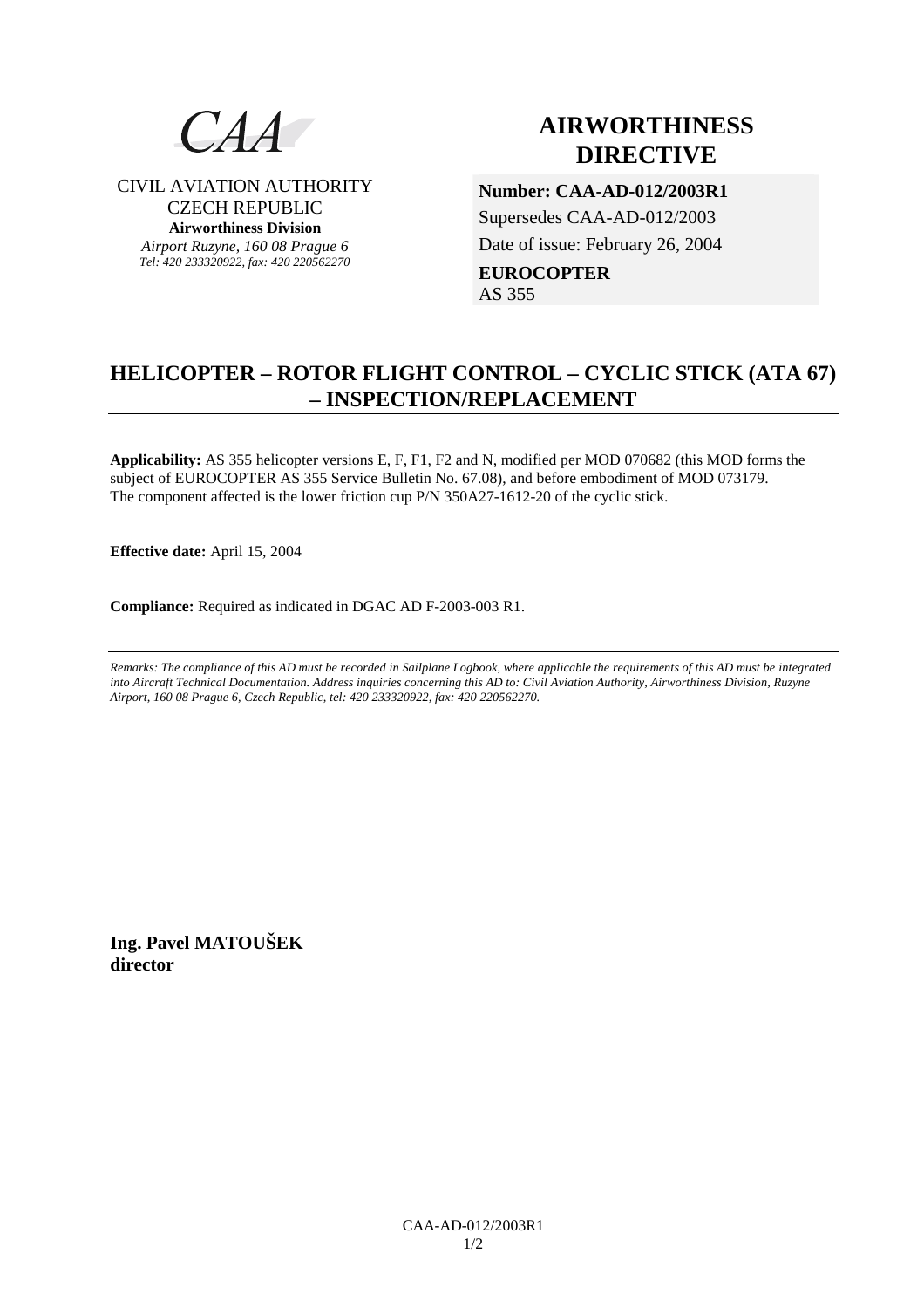CAA

CIVIL AVIATION AUTHORITY
CZECH REPUBLIC
**Airworthiness Division**
*Airport Ruzyne, 160 08 Prague 6*
*Tel: 420 233320922, fax: 420 220562270*

# AIRWORTHINESS DIRECTIVE

**Number: CAA-AD-012/2003R1**
Supersedes CAA-AD-012/2003
Date of issue: February 26, 2004
**EUROCOPTER**
AS 355

## HELICOPTER – ROTOR FLIGHT CONTROL – CYCLIC STICK (ATA 67) – INSPECTION/REPLACEMENT

**Applicability:** AS 355 helicopter versions E, F, F1, F2 and N, modified per MOD 070682 (this MOD forms the subject of EUROCOPTER AS 355 Service Bulletin No. 67.08), and before embodiment of MOD 073179. The component affected is the lower friction cup P/N 350A27-1612-20 of the cyclic stick.

**Effective date:** April 15, 2004

**Compliance:** Required as indicated in DGAC AD F-2003-003 R1.

*Remarks: The compliance of this AD must be recorded in Sailplane Logbook, where applicable the requirements of this AD must be integrated into Aircraft Technical Documentation. Address inquiries concerning this AD to: Civil Aviation Authority, Airworthiness Division, Ruzyne Airport, 160 08 Prague 6, Czech Republic, tel: 420 233320922, fax: 420 220562270.*

**Ing. Pavel MATOUŠEK**
**director**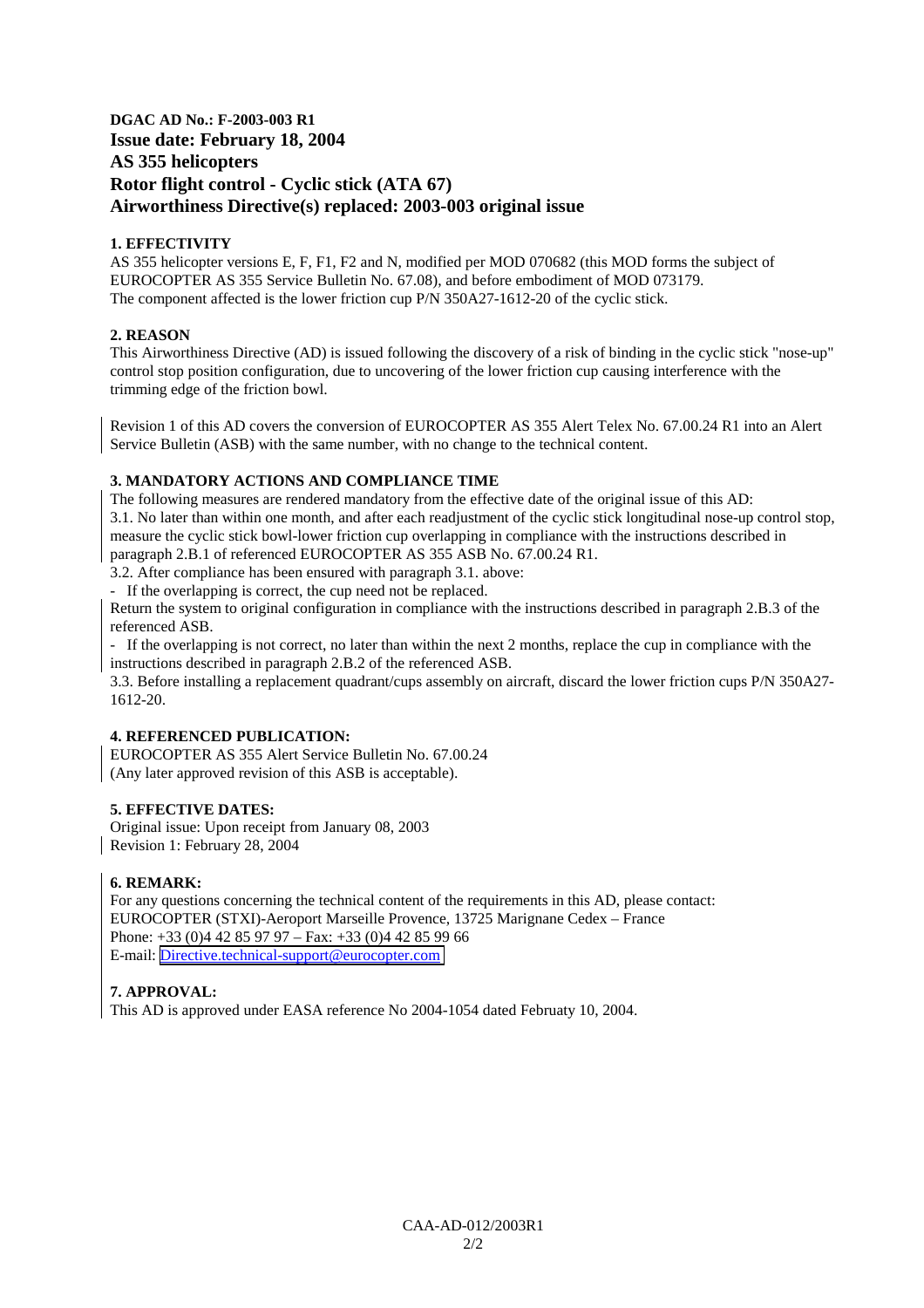**DGAC AD No.: F-2003-003 R1**
**Issue date: February 18, 2004**
**AS 355 helicopters**
**Rotor flight control - Cyclic stick (ATA 67)**
**Airworthiness Directive(s) replaced: 2003-003 original issue**

**1. EFFECTIVITY**

AS 355 helicopter versions E, F, F1, F2 and N, modified per MOD 070682 (this MOD forms the subject of EUROCOPTER AS 355 Service Bulletin No. 67.08), and before embodiment of MOD 073179.
The component affected is the lower friction cup P/N 350A27-1612-20 of the cyclic stick.

**2. REASON**

This Airworthiness Directive (AD) is issued following the discovery of a risk of binding in the cyclic stick "nose-up" control stop position configuration, due to uncovering of the lower friction cup causing interference with the trimming edge of the friction bowl.

Revision 1 of this AD covers the conversion of EUROCOPTER AS 355 Alert Telex No. 67.00.24 R1 into an Alert Service Bulletin (ASB) with the same number, with no change to the technical content.

**3. MANDATORY ACTIONS AND COMPLIANCE TIME**

The following measures are rendered mandatory from the effective date of the original issue of this AD:
3.1. No later than within one month, and after each readjustment of the cyclic stick longitudinal nose-up control stop, measure the cyclic stick bowl-lower friction cup overlapping in compliance with the instructions described in paragraph 2.B.1 of referenced EUROCOPTER AS 355 ASB No. 67.00.24 R1.
3.2. After compliance has been ensured with paragraph 3.1. above:
- If the overlapping is correct, the cup need not be replaced.

Return the system to original configuration in compliance with the instructions described in paragraph 2.B.3 of the referenced ASB.
- If the overlapping is not correct, no later than within the next 2 months, replace the cup in compliance with the instructions described in paragraph 2.B.2 of the referenced ASB.

3.3. Before installing a replacement quadrant/cups assembly on aircraft, discard the lower friction cups P/N 350A27-1612-20.

**4. REFERENCED PUBLICATION:**

EUROCOPTER AS 355 Alert Service Bulletin No. 67.00.24
(Any later approved revision of this ASB is acceptable).

**5. EFFECTIVE DATES:**

Original issue: Upon receipt from January 08, 2003
Revision 1: February 28, 2004

**6. REMARK:**

For any questions concerning the technical content of the requirements in this AD, please contact:
EUROCOPTER (STXI)-Aeroport Marseille Provence, 13725 Marignane Cedex – France
Phone: +33 (0)4 42 85 97 97 – Fax: +33 (0)4 42 85 99 66
E-mail: Directive.technical-support@eurocopter.com

**7. APPROVAL:**

This AD is approved under EASA reference No 2004-1054 dated Februaty 10, 2004.

CAA-AD-012/2003R1